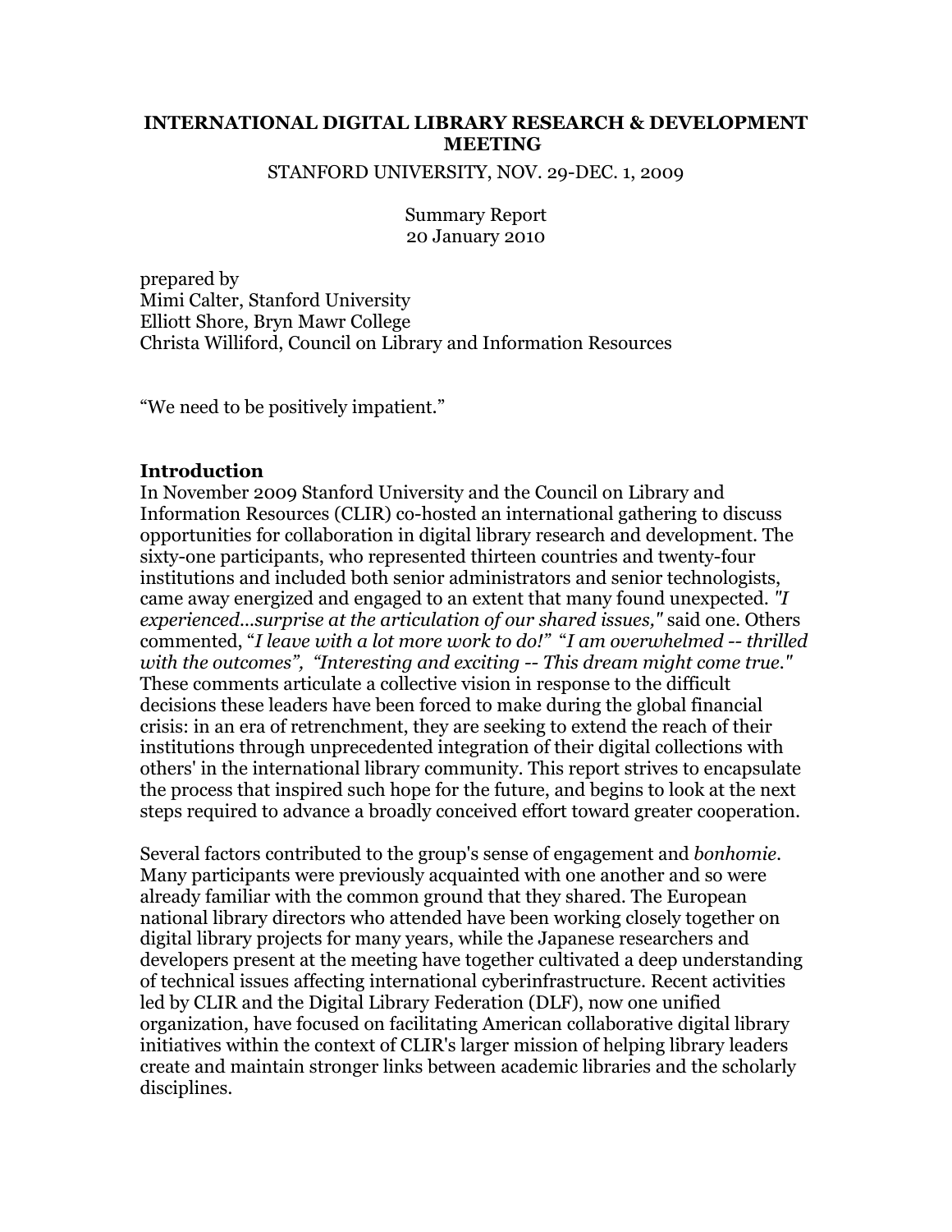# INTERNATIONAL DIGITAL LIBRARY RESEARCH & DEVELOPMENT MEETING

STANFORD UNIVERSITY, NOV. 29-DEC. 1, 2009

Summary Report
20 January 2010

prepared by
Mimi Calter, Stanford University
Elliott Shore, Bryn Mawr College
Christa Williford, Council on Library and Information Resources

"We need to be positively impatient."

## Introduction

In November 2009 Stanford University and the Council on Library and Information Resources (CLIR) co-hosted an international gathering to discuss opportunities for collaboration in digital library research and development. The sixty-one participants, who represented thirteen countries and twenty-four institutions and included both senior administrators and senior technologists, came away energized and engaged to an extent that many found unexpected. *"I experienced...surprise at the articulation of our shared issues,"* said one. Others commented, "*I leave with a lot more work to do!*" "*I am overwhelmed -- thrilled with the outcomes*", "*Interesting and exciting -- This dream might come true."* These comments articulate a collective vision in response to the difficult decisions these leaders have been forced to make during the global financial crisis: in an era of retrenchment, they are seeking to extend the reach of their institutions through unprecedented integration of their digital collections with others' in the international library community. This report strives to encapsulate the process that inspired such hope for the future, and begins to look at the next steps required to advance a broadly conceived effort toward greater cooperation.

Several factors contributed to the group's sense of engagement and *bonhomie*. Many participants were previously acquainted with one another and so were already familiar with the common ground that they shared. The European national library directors who attended have been working closely together on digital library projects for many years, while the Japanese researchers and developers present at the meeting have together cultivated a deep understanding of technical issues affecting international cyberinfrastructure. Recent activities led by CLIR and the Digital Library Federation (DLF), now one unified organization, have focused on facilitating American collaborative digital library initiatives within the context of CLIR's larger mission of helping library leaders create and maintain stronger links between academic libraries and the scholarly disciplines.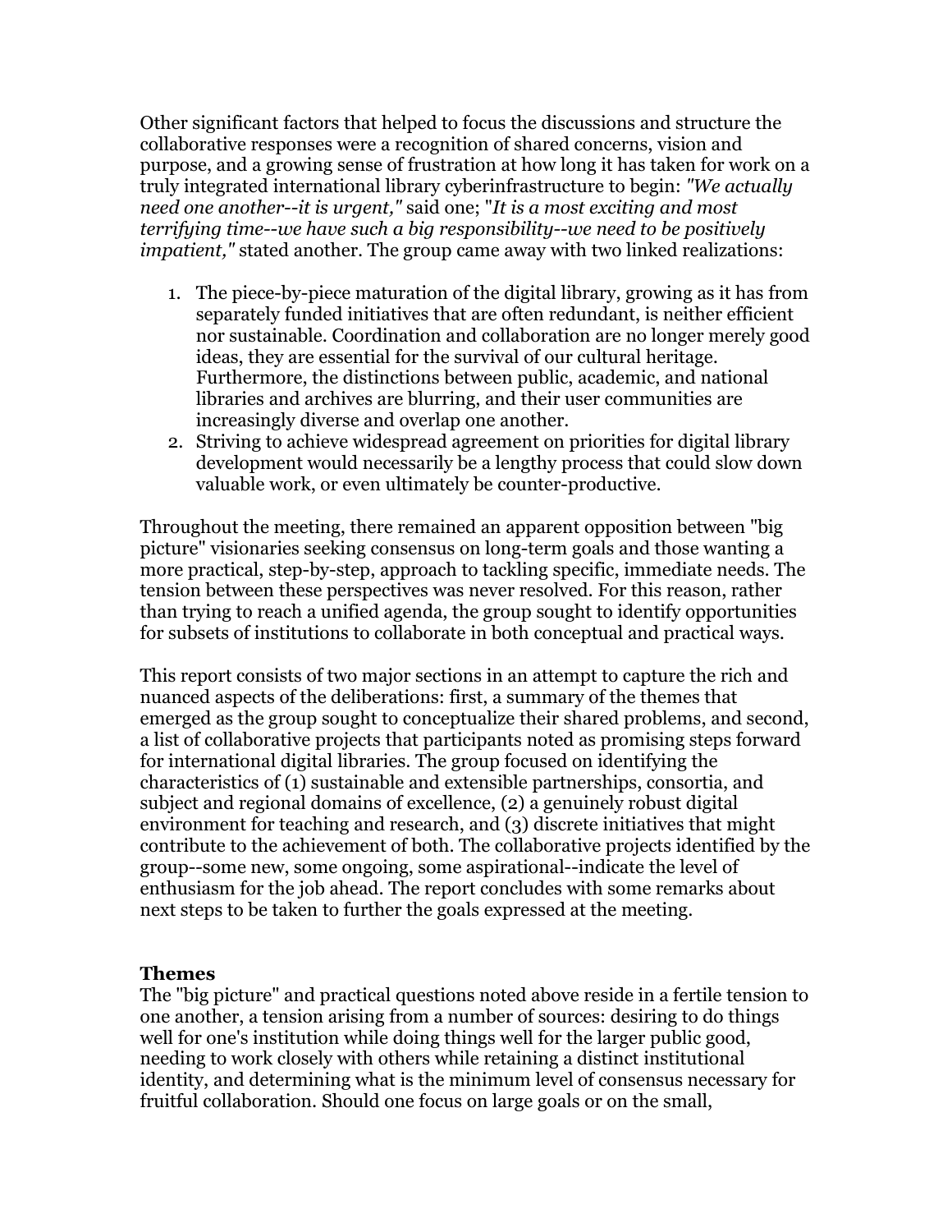Other significant factors that helped to focus the discussions and structure the collaborative responses were a recognition of shared concerns, vision and purpose, and a growing sense of frustration at how long it has taken for work on a truly integrated international library cyberinfrastructure to begin: *"We actually need one another--it is urgent,"* said one; "*It is a most exciting and most terrifying time--we have such a big responsibility--we need to be positively impatient,"* stated another. The group came away with two linked realizations:

1. The piece-by-piece maturation of the digital library, growing as it has from separately funded initiatives that are often redundant, is neither efficient nor sustainable. Coordination and collaboration are no longer merely good ideas, they are essential for the survival of our cultural heritage. Furthermore, the distinctions between public, academic, and national libraries and archives are blurring, and their user communities are increasingly diverse and overlap one another.
2. Striving to achieve widespread agreement on priorities for digital library development would necessarily be a lengthy process that could slow down valuable work, or even ultimately be counter-productive.

Throughout the meeting, there remained an apparent opposition between "big picture" visionaries seeking consensus on long-term goals and those wanting a more practical, step-by-step, approach to tackling specific, immediate needs. The tension between these perspectives was never resolved. For this reason, rather than trying to reach a unified agenda, the group sought to identify opportunities for subsets of institutions to collaborate in both conceptual and practical ways.

This report consists of two major sections in an attempt to capture the rich and nuanced aspects of the deliberations: first, a summary of the themes that emerged as the group sought to conceptualize their shared problems, and second, a list of collaborative projects that participants noted as promising steps forward for international digital libraries. The group focused on identifying the characteristics of (1) sustainable and extensible partnerships, consortia, and subject and regional domains of excellence, (2) a genuinely robust digital environment for teaching and research, and (3) discrete initiatives that might contribute to the achievement of both. The collaborative projects identified by the group--some new, some ongoing, some aspirational--indicate the level of enthusiasm for the job ahead. The report concludes with some remarks about next steps to be taken to further the goals expressed at the meeting.

## Themes

The "big picture" and practical questions noted above reside in a fertile tension to one another, a tension arising from a number of sources: desiring to do things well for one's institution while doing things well for the larger public good, needing to work closely with others while retaining a distinct institutional identity, and determining what is the minimum level of consensus necessary for fruitful collaboration. Should one focus on large goals or on the small,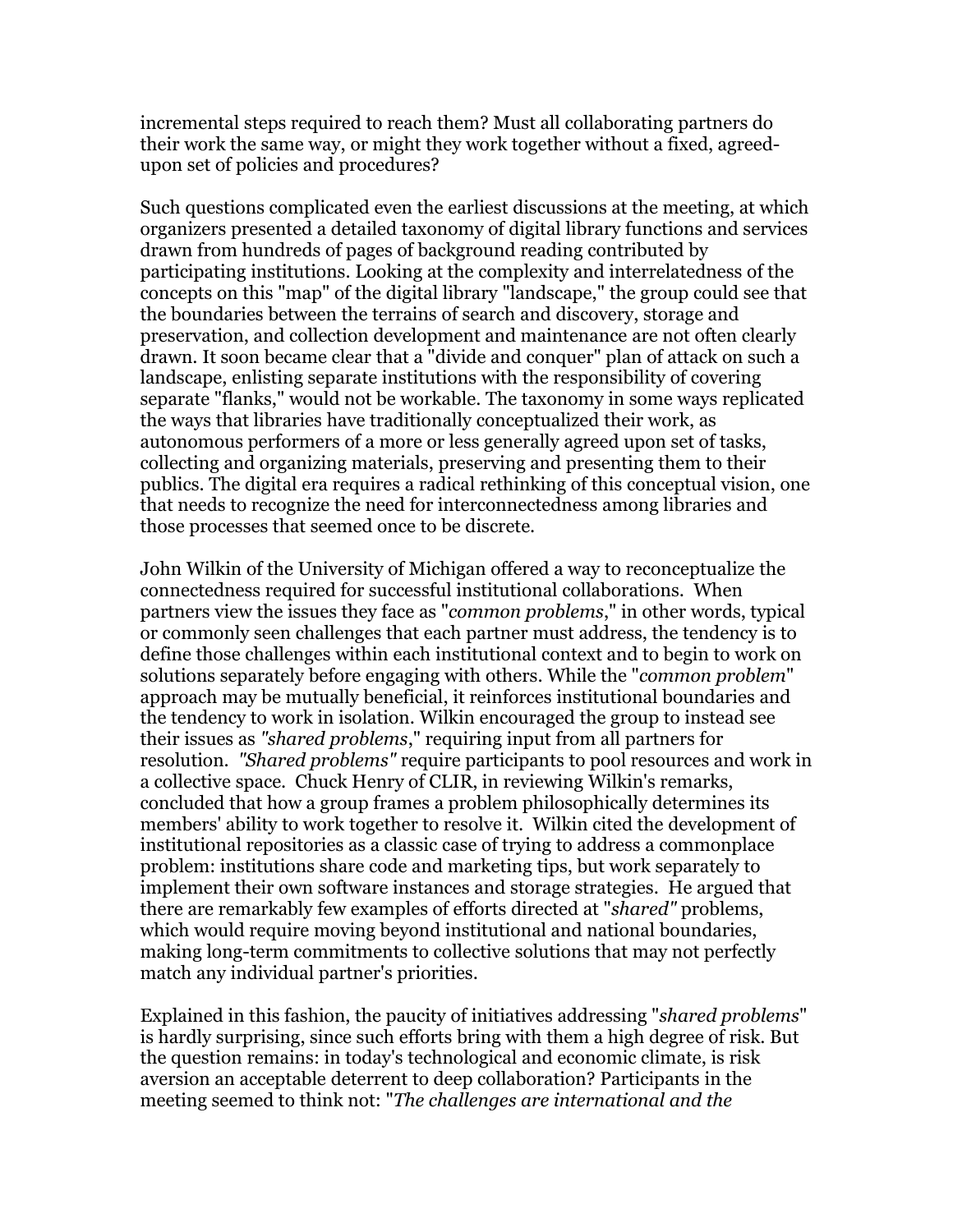incremental steps required to reach them? Must all collaborating partners do their work the same way, or might they work together without a fixed, agreed-upon set of policies and procedures?

Such questions complicated even the earliest discussions at the meeting, at which organizers presented a detailed taxonomy of digital library functions and services drawn from hundreds of pages of background reading contributed by participating institutions. Looking at the complexity and interrelatedness of the concepts on this "map" of the digital library "landscape," the group could see that the boundaries between the terrains of search and discovery, storage and preservation, and collection development and maintenance are not often clearly drawn. It soon became clear that a "divide and conquer" plan of attack on such a landscape, enlisting separate institutions with the responsibility of covering separate "flanks," would not be workable. The taxonomy in some ways replicated the ways that libraries have traditionally conceptualized their work, as autonomous performers of a more or less generally agreed upon set of tasks, collecting and organizing materials, preserving and presenting them to their publics. The digital era requires a radical rethinking of this conceptual vision, one that needs to recognize the need for interconnectedness among libraries and those processes that seemed once to be discrete.

John Wilkin of the University of Michigan offered a way to reconceptualize the connectedness required for successful institutional collaborations. When partners view the issues they face as "*common problems*," in other words, typical or commonly seen challenges that each partner must address, the tendency is to define those challenges within each institutional context and to begin to work on solutions separately before engaging with others. While the "*common problem*" approach may be mutually beneficial, it reinforces institutional boundaries and the tendency to work in isolation. Wilkin encouraged the group to instead see their issues as *"shared problems*," requiring input from all partners for resolution. *"Shared problems"* require participants to pool resources and work in a collective space. Chuck Henry of CLIR, in reviewing Wilkin's remarks, concluded that how a group frames a problem philosophically determines its members' ability to work together to resolve it. Wilkin cited the development of institutional repositories as a classic case of trying to address a commonplace problem: institutions share code and marketing tips, but work separately to implement their own software instances and storage strategies. He argued that there are remarkably few examples of efforts directed at "*shared"* problems, which would require moving beyond institutional and national boundaries, making long-term commitments to collective solutions that may not perfectly match any individual partner's priorities.

Explained in this fashion, the paucity of initiatives addressing "*shared problems*" is hardly surprising, since such efforts bring with them a high degree of risk. But the question remains: in today's technological and economic climate, is risk aversion an acceptable deterrent to deep collaboration? Participants in the meeting seemed to think not: "*The challenges are international and the*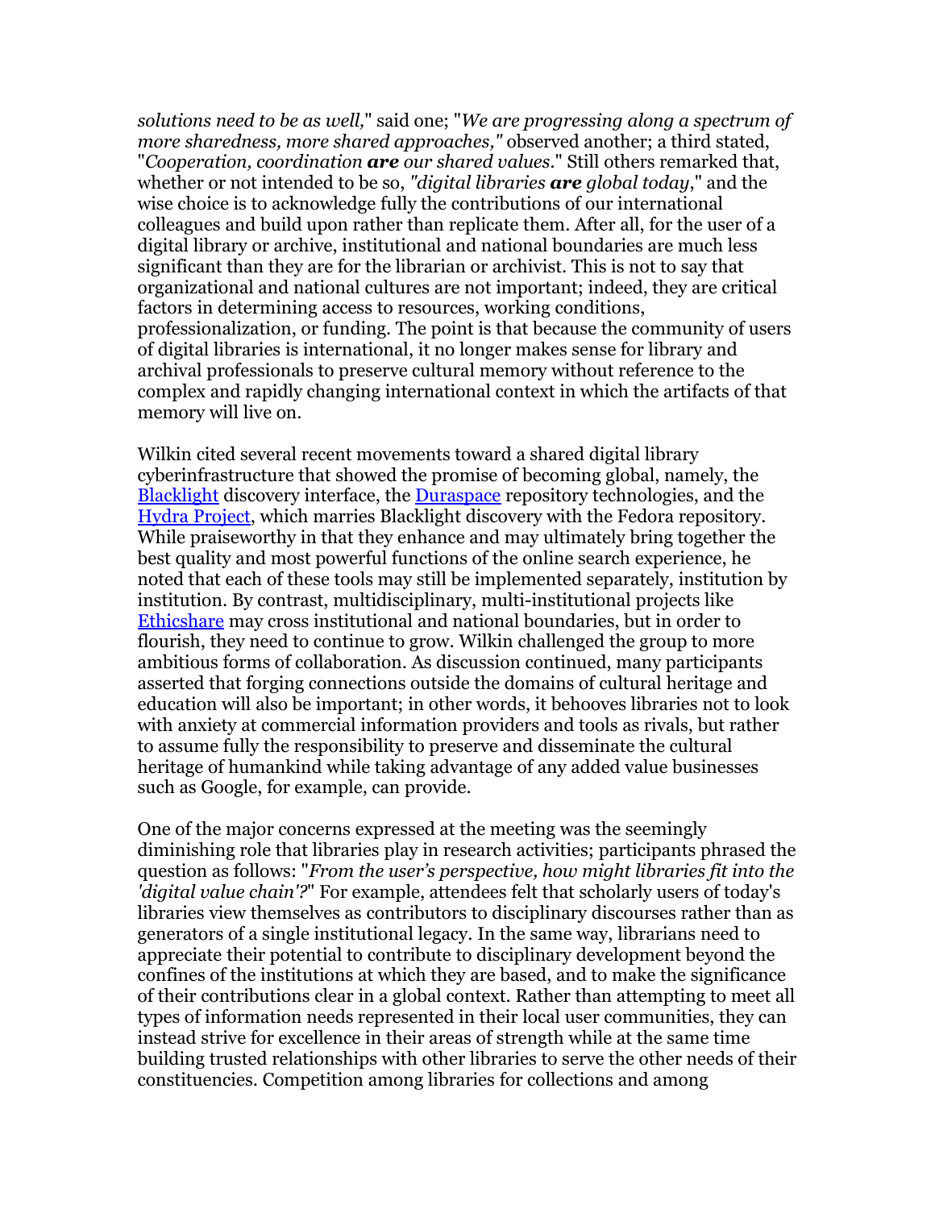*solutions need to be as well,*" said one; "*We are progressing along a spectrum of more sharedness, more shared approaches,"* observed another; a third stated, "*Cooperation, coordination **are** our shared values.*" Still others remarked that, whether or not intended to be so, *"digital libraries **are** global today*," and the wise choice is to acknowledge fully the contributions of our international colleagues and build upon rather than replicate them. After all, for the user of a digital library or archive, institutional and national boundaries are much less significant than they are for the librarian or archivist. This is not to say that organizational and national cultures are not important; indeed, they are critical factors in determining access to resources, working conditions, professionalization, or funding. The point is that because the community of users of digital libraries is international, it no longer makes sense for library and archival professionals to preserve cultural memory without reference to the complex and rapidly changing international context in which the artifacts of that memory will live on.

Wilkin cited several recent movements toward a shared digital library cyberinfrastructure that showed the promise of becoming global, namely, the Blacklight discovery interface, the Duraspace repository technologies, and the Hydra Project, which marries Blacklight discovery with the Fedora repository. While praiseworthy in that they enhance and may ultimately bring together the best quality and most powerful functions of the online search experience, he noted that each of these tools may still be implemented separately, institution by institution. By contrast, multidisciplinary, multi-institutional projects like Ethicshare may cross institutional and national boundaries, but in order to flourish, they need to continue to grow. Wilkin challenged the group to more ambitious forms of collaboration. As discussion continued, many participants asserted that forging connections outside the domains of cultural heritage and education will also be important; in other words, it behooves libraries not to look with anxiety at commercial information providers and tools as rivals, but rather to assume fully the responsibility to preserve and disseminate the cultural heritage of humankind while taking advantage of any added value businesses such as Google, for example, can provide.

One of the major concerns expressed at the meeting was the seemingly diminishing role that libraries play in research activities; participants phrased the question as follows: "*From the user's perspective, how might libraries fit into the 'digital value chain'?*" For example, attendees felt that scholarly users of today's libraries view themselves as contributors to disciplinary discourses rather than as generators of a single institutional legacy. In the same way, librarians need to appreciate their potential to contribute to disciplinary development beyond the confines of the institutions at which they are based, and to make the significance of their contributions clear in a global context. Rather than attempting to meet all types of information needs represented in their local user communities, they can instead strive for excellence in their areas of strength while at the same time building trusted relationships with other libraries to serve the other needs of their constituencies. Competition among libraries for collections and among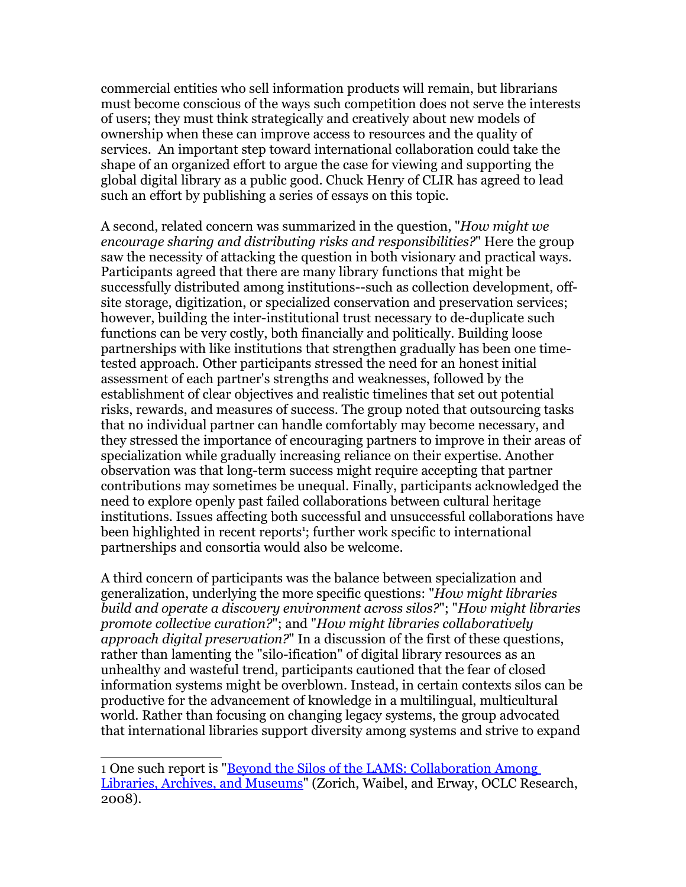commercial entities who sell information products will remain, but librarians must become conscious of the ways such competition does not serve the interests of users; they must think strategically and creatively about new models of ownership when these can improve access to resources and the quality of services. An important step toward international collaboration could take the shape of an organized effort to argue the case for viewing and supporting the global digital library as a public good. Chuck Henry of CLIR has agreed to lead such an effort by publishing a series of essays on this topic.

A second, related concern was summarized in the question, "*How might we encourage sharing and distributing risks and responsibilities?*" Here the group saw the necessity of attacking the question in both visionary and practical ways. Participants agreed that there are many library functions that might be successfully distributed among institutions--such as collection development, off-site storage, digitization, or specialized conservation and preservation services; however, building the inter-institutional trust necessary to de-duplicate such functions can be very costly, both financially and politically. Building loose partnerships with like institutions that strengthen gradually has been one time-tested approach. Other participants stressed the need for an honest initial assessment of each partner's strengths and weaknesses, followed by the establishment of clear objectives and realistic timelines that set out potential risks, rewards, and measures of success. The group noted that outsourcing tasks that no individual partner can handle comfortably may become necessary, and they stressed the importance of encouraging partners to improve in their areas of specialization while gradually increasing reliance on their expertise. Another observation was that long-term success might require accepting that partner contributions may sometimes be unequal. Finally, participants acknowledged the need to explore openly past failed collaborations between cultural heritage institutions. Issues affecting both successful and unsuccessful collaborations have been highlighted in recent reports[1]; further work specific to international partnerships and consortia would also be welcome.

A third concern of participants was the balance between specialization and generalization, underlying the more specific questions: "*How might libraries build and operate a discovery environment across silos?*"; "*How might libraries promote collective curation?*"; and "*How might libraries collaboratively approach digital preservation?*" In a discussion of the first of these questions, rather than lamenting the "silo-ification" of digital library resources as an unhealthy and wasteful trend, participants cautioned that the fear of closed information systems might be overblown. Instead, in certain contexts silos can be productive for the advancement of knowledge in a multilingual, multicultural world. Rather than focusing on changing legacy systems, the group advocated that international libraries support diversity among systems and strive to expand

---

1 One such report is "Beyond the Silos of the LAMS: Collaboration Among Libraries, Archives, and Museums" (Zorich, Waibel, and Erway, OCLC Research, 2008).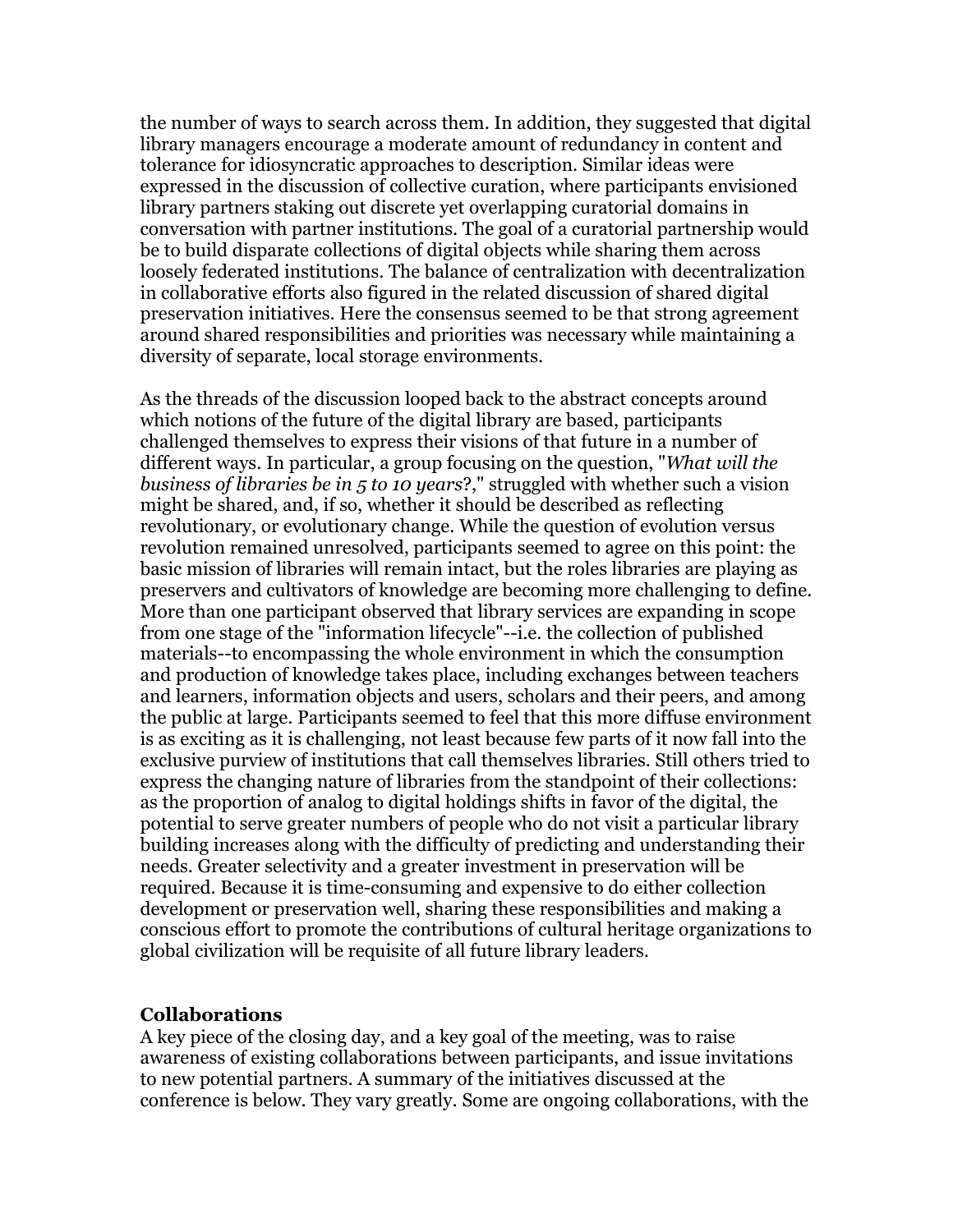the number of ways to search across them. In addition, they suggested that digital library managers encourage a moderate amount of redundancy in content and tolerance for idiosyncratic approaches to description. Similar ideas were expressed in the discussion of collective curation, where participants envisioned library partners staking out discrete yet overlapping curatorial domains in conversation with partner institutions. The goal of a curatorial partnership would be to build disparate collections of digital objects while sharing them across loosely federated institutions. The balance of centralization with decentralization in collaborative efforts also figured in the related discussion of shared digital preservation initiatives. Here the consensus seemed to be that strong agreement around shared responsibilities and priorities was necessary while maintaining a diversity of separate, local storage environments.

As the threads of the discussion looped back to the abstract concepts around which notions of the future of the digital library are based, participants challenged themselves to express their visions of that future in a number of different ways. In particular, a group focusing on the question, "*What will the business of libraries be in 5 to 10 years*?," struggled with whether such a vision might be shared, and, if so, whether it should be described as reflecting revolutionary, or evolutionary change. While the question of evolution versus revolution remained unresolved, participants seemed to agree on this point: the basic mission of libraries will remain intact, but the roles libraries are playing as preservers and cultivators of knowledge are becoming more challenging to define. More than one participant observed that library services are expanding in scope from one stage of the "information lifecycle"--i.e. the collection of published materials--to encompassing the whole environment in which the consumption and production of knowledge takes place, including exchanges between teachers and learners, information objects and users, scholars and their peers, and among the public at large. Participants seemed to feel that this more diffuse environment is as exciting as it is challenging, not least because few parts of it now fall into the exclusive purview of institutions that call themselves libraries. Still others tried to express the changing nature of libraries from the standpoint of their collections: as the proportion of analog to digital holdings shifts in favor of the digital, the potential to serve greater numbers of people who do not visit a particular library building increases along with the difficulty of predicting and understanding their needs. Greater selectivity and a greater investment in preservation will be required. Because it is time-consuming and expensive to do either collection development or preservation well, sharing these responsibilities and making a conscious effort to promote the contributions of cultural heritage organizations to global civilization will be requisite of all future library leaders.

**Collaborations**

A key piece of the closing day, and a key goal of the meeting, was to raise awareness of existing collaborations between participants, and issue invitations to new potential partners. A summary of the initiatives discussed at the conference is below. They vary greatly. Some are ongoing collaborations, with the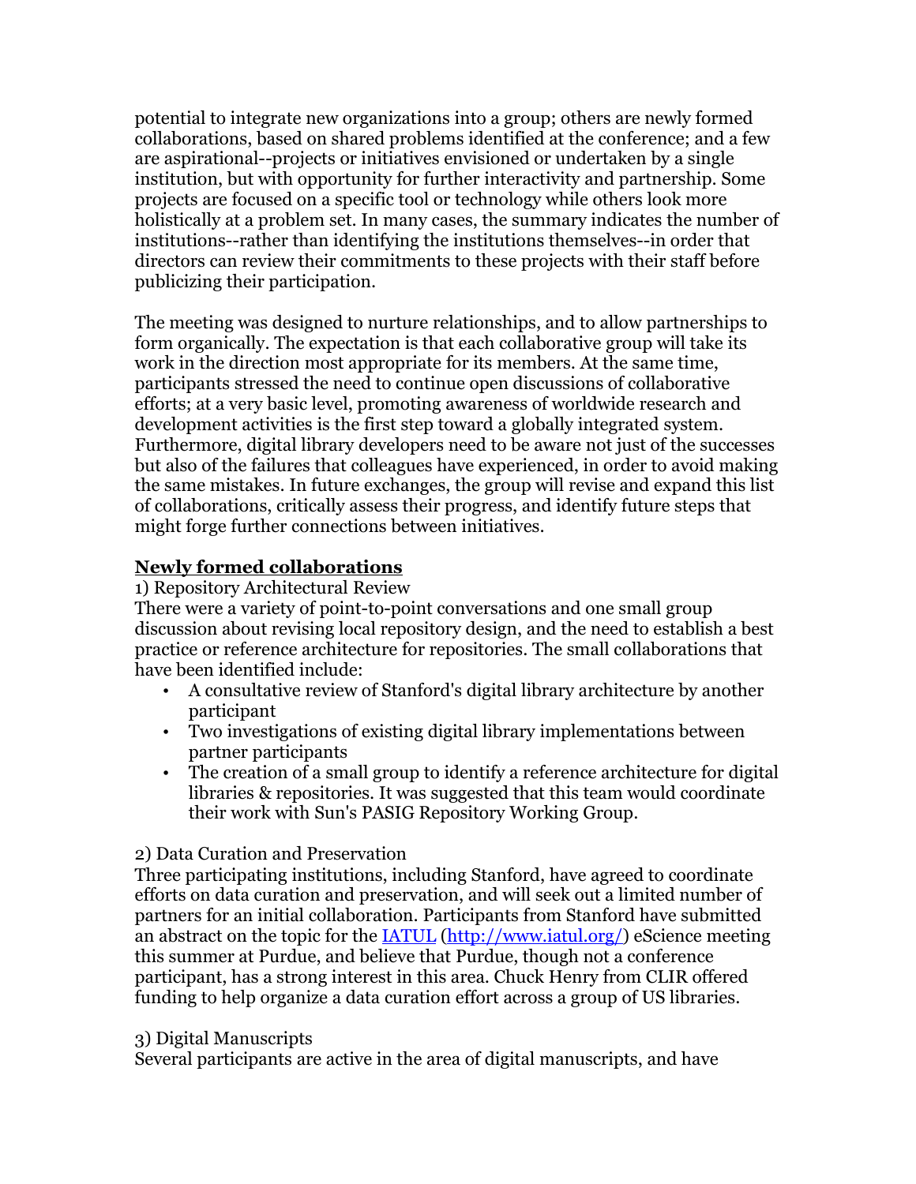potential to integrate new organizations into a group; others are newly formed collaborations, based on shared problems identified at the conference; and a few are aspirational--projects or initiatives envisioned or undertaken by a single institution, but with opportunity for further interactivity and partnership. Some projects are focused on a specific tool or technology while others look more holistically at a problem set. In many cases, the summary indicates the number of institutions--rather than identifying the institutions themselves--in order that directors can review their commitments to these projects with their staff before publicizing their participation.

The meeting was designed to nurture relationships, and to allow partnerships to form organically. The expectation is that each collaborative group will take its work in the direction most appropriate for its members. At the same time, participants stressed the need to continue open discussions of collaborative efforts; at a very basic level, promoting awareness of worldwide research and development activities is the first step toward a globally integrated system. Furthermore, digital library developers need to be aware not just of the successes but also of the failures that colleagues have experienced, in order to avoid making the same mistakes. In future exchanges, the group will revise and expand this list of collaborations, critically assess their progress, and identify future steps that might forge further connections between initiatives.

## Newly formed collaborations

1) Repository Architectural Review

There were a variety of point-to-point conversations and one small group discussion about revising local repository design, and the need to establish a best practice or reference architecture for repositories. The small collaborations that have been identified include:

- A consultative review of Stanford's digital library architecture by another participant
- Two investigations of existing digital library implementations between partner participants
- The creation of a small group to identify a reference architecture for digital libraries & repositories. It was suggested that this team would coordinate their work with Sun's PASIG Repository Working Group.

2) Data Curation and Preservation

Three participating institutions, including Stanford, have agreed to coordinate efforts on data curation and preservation, and will seek out a limited number of partners for an initial collaboration. Participants from Stanford have submitted an abstract on the topic for the [IATUL](http://www.iatul.org/) (http://www.iatul.org/) eScience meeting this summer at Purdue, and believe that Purdue, though not a conference participant, has a strong interest in this area. Chuck Henry from CLIR offered funding to help organize a data curation effort across a group of US libraries.

3) Digital Manuscripts

Several participants are active in the area of digital manuscripts, and have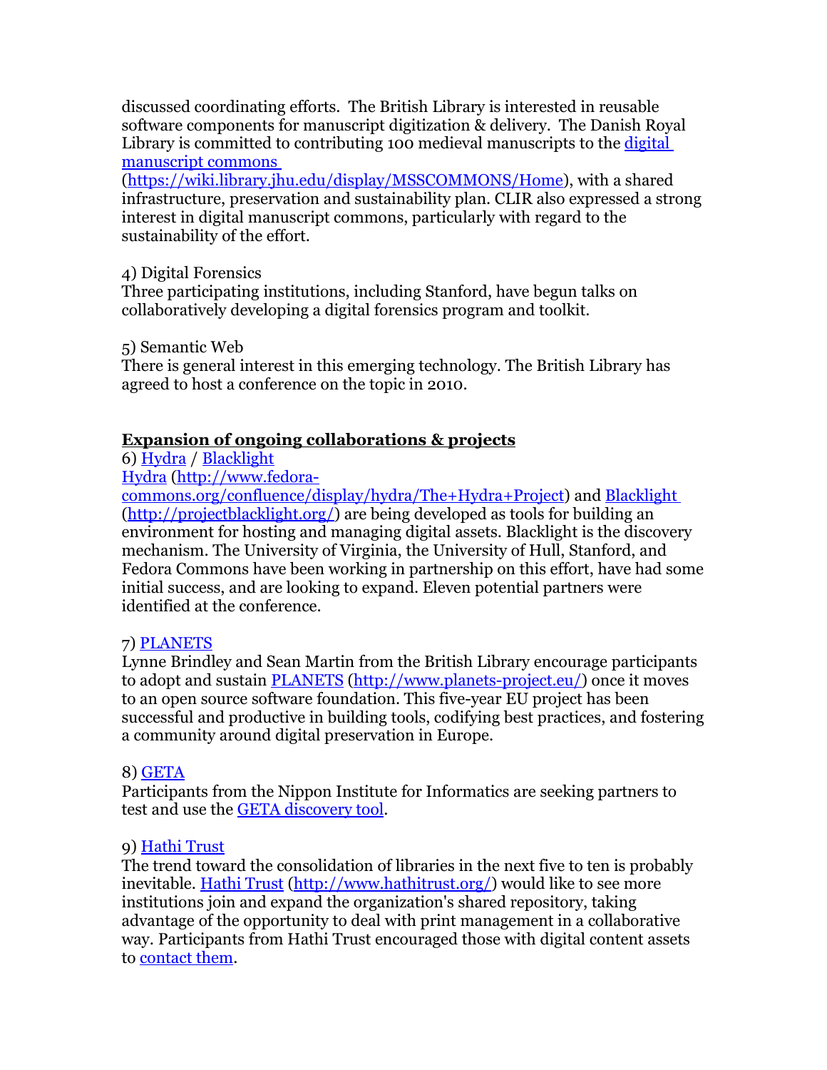discussed coordinating efforts. The British Library is interested in reusable software components for manuscript digitization & delivery. The Danish Royal Library is committed to contributing 100 medieval manuscripts to the [digital manuscript commons](https://wiki.library.jhu.edu/display/MSSCOMMONS/Home) (https://wiki.library.jhu.edu/display/MSSCOMMONS/Home), with a shared infrastructure, preservation and sustainability plan. CLIR also expressed a strong interest in digital manuscript commons, particularly with regard to the sustainability of the effort.

4) Digital Forensics
Three participating institutions, including Stanford, have begun talks on collaboratively developing a digital forensics program and toolkit.

5) Semantic Web
There is general interest in this emerging technology. The British Library has agreed to host a conference on the topic in 2010.

## Expansion of ongoing collaborations & projects

6) Hydra / Blacklight
Hydra (http://www.fedora-commons.org/confluence/display/hydra/The+Hydra+Project) and Blacklight (http://projectblacklight.org/) are being developed as tools for building an environment for hosting and managing digital assets. Blacklight is the discovery mechanism. The University of Virginia, the University of Hull, Stanford, and Fedora Commons have been working in partnership on this effort, have had some initial success, and are looking to expand. Eleven potential partners were identified at the conference.

7) PLANETS
Lynne Brindley and Sean Martin from the British Library encourage participants to adopt and sustain PLANETS (http://www.planets-project.eu/) once it moves to an open source software foundation. This five-year EU project has been successful and productive in building tools, codifying best practices, and fostering a community around digital preservation in Europe.

8) GETA
Participants from the Nippon Institute for Informatics are seeking partners to test and use the GETA discovery tool.

9) Hathi Trust
The trend toward the consolidation of libraries in the next five to ten is probably inevitable. Hathi Trust (http://www.hathitrust.org/) would like to see more institutions join and expand the organization's shared repository, taking advantage of the opportunity to deal with print management in a collaborative way. Participants from Hathi Trust encouraged those with digital content assets to contact them.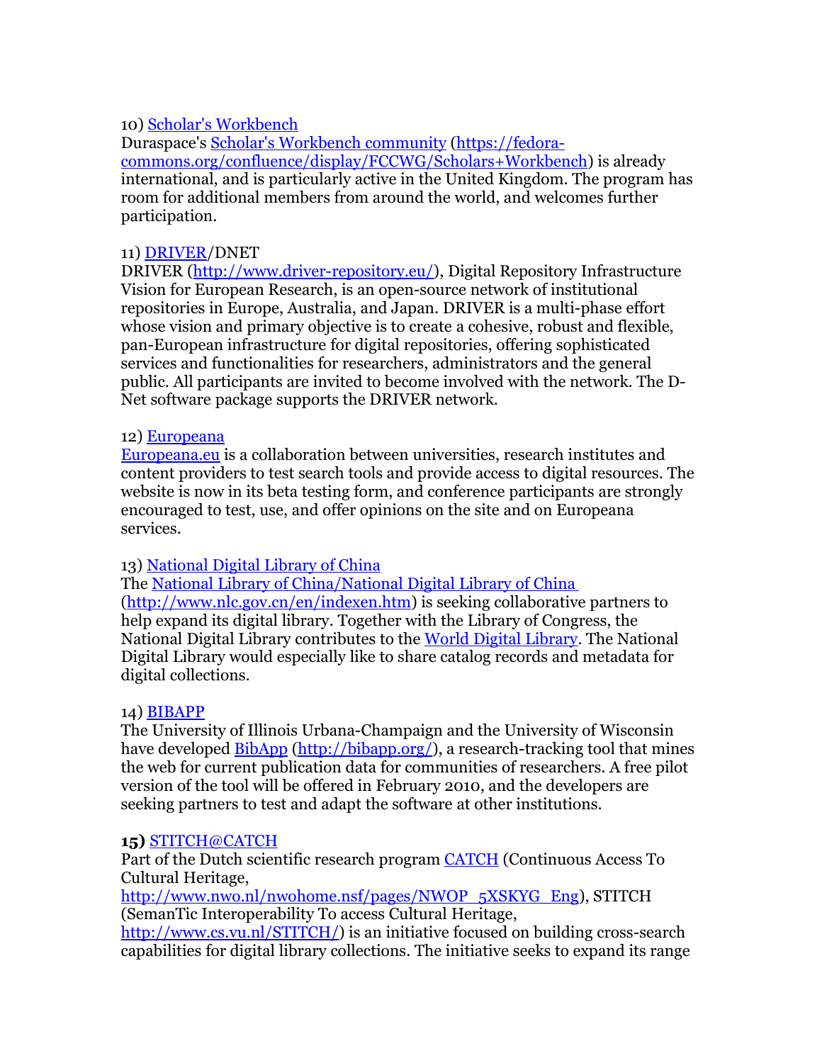10) Scholar's Workbench
Duraspace's Scholar's Workbench community (https://fedora-commons.org/confluence/display/FCCWG/Scholars+Workbench) is already international, and is particularly active in the United Kingdom. The program has room for additional members from around the world, and welcomes further participation.

11) DRIVER/DNET
DRIVER (http://www.driver-repository.eu/), Digital Repository Infrastructure Vision for European Research, is an open-source network of institutional repositories in Europe, Australia, and Japan. DRIVER is a multi-phase effort whose vision and primary objective is to create a cohesive, robust and flexible, pan-European infrastructure for digital repositories, offering sophisticated services and functionalities for researchers, administrators and the general public. All participants are invited to become involved with the network. The D-Net software package supports the DRIVER network.

12) Europeana
Europeana.eu is a collaboration between universities, research institutes and content providers to test search tools and provide access to digital resources. The website is now in its beta testing form, and conference participants are strongly encouraged to test, use, and offer opinions on the site and on Europeana services.

13) National Digital Library of China
The National Library of China/National Digital Library of China (http://www.nlc.gov.cn/en/indexen.htm) is seeking collaborative partners to help expand its digital library. Together with the Library of Congress, the National Digital Library contributes to the World Digital Library. The National Digital Library would especially like to share catalog records and metadata for digital collections.

14) BIBAPP
The University of Illinois Urbana-Champaign and the University of Wisconsin have developed BibApp (http://bibapp.org/), a research-tracking tool that mines the web for current publication data for communities of researchers. A free pilot version of the tool will be offered in February 2010, and the developers are seeking partners to test and adapt the software at other institutions.

**15)** STITCH@CATCH
Part of the Dutch scientific research program CATCH (Continuous Access To Cultural Heritage, http://www.nwo.nl/nwohome.nsf/pages/NWOP_5XSKYG_Eng), STITCH (SemanTic Interoperability To access Cultural Heritage, http://www.cs.vu.nl/STITCH/) is an initiative focused on building cross-search capabilities for digital library collections. The initiative seeks to expand its range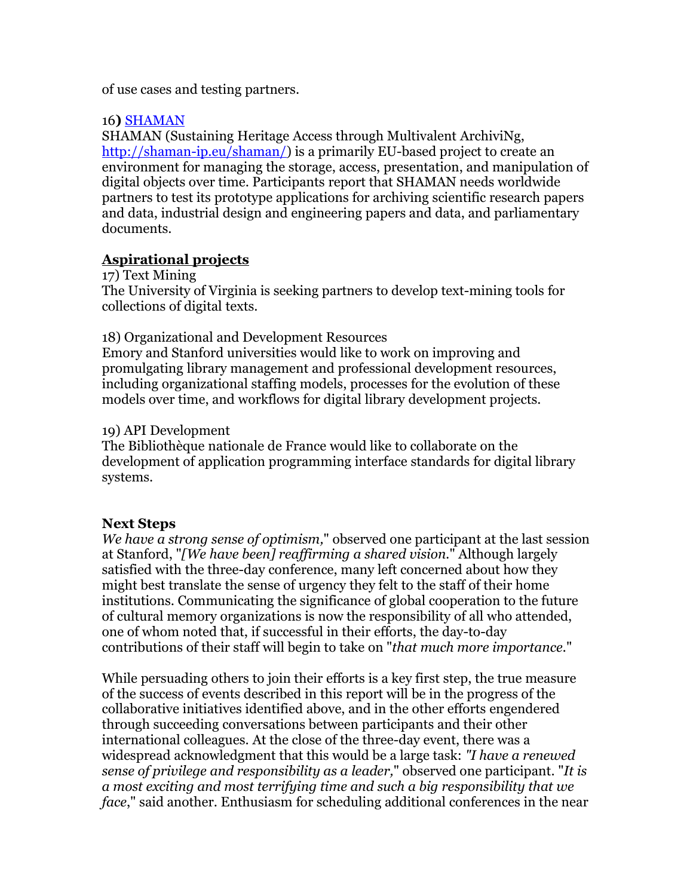of use cases and testing partners.

16**)** [SHAMAN](http://shaman-ip.eu/shaman/)
SHAMAN (Sustaining Heritage Access through Multivalent ArchiviNg, [http://shaman-ip.eu/shaman/](http://shaman-ip.eu/shaman/)) is a primarily EU-based project to create an environment for managing the storage, access, presentation, and manipulation of digital objects over time. Participants report that SHAMAN needs worldwide partners to test its prototype applications for archiving scientific research papers and data, industrial design and engineering papers and data, and parliamentary documents.

**Aspirational projects**

17) Text Mining
The University of Virginia is seeking partners to develop text-mining tools for collections of digital texts.

18) Organizational and Development Resources
Emory and Stanford universities would like to work on improving and promulgating library management and professional development resources, including organizational staffing models, processes for the evolution of these models over time, and workflows for digital library development projects.

19) API Development
The Bibliothèque nationale de France would like to collaborate on the development of application programming interface standards for digital library systems.

**Next Steps**

*We have a strong sense of optimism,*" observed one participant at the last session at Stanford, "*[We have been] reaffirming a shared vision.*" Although largely satisfied with the three-day conference, many left concerned about how they might best translate the sense of urgency they felt to the staff of their home institutions. Communicating the significance of global cooperation to the future of cultural memory organizations is now the responsibility of all who attended, one of whom noted that, if successful in their efforts, the day-to-day contributions of their staff will begin to take on "*that much more importance.*"

While persuading others to join their efforts is a key first step, the true measure of the success of events described in this report will be in the progress of the collaborative initiatives identified above, and in the other efforts engendered through succeeding conversations between participants and their other international colleagues. At the close of the three-day event, there was a widespread acknowledgment that this would be a large task: *"I have a renewed sense of privilege and responsibility as a leader,*" observed one participant. "*It is a most exciting and most terrifying time and such a big responsibility that we face*," said another. Enthusiasm for scheduling additional conferences in the near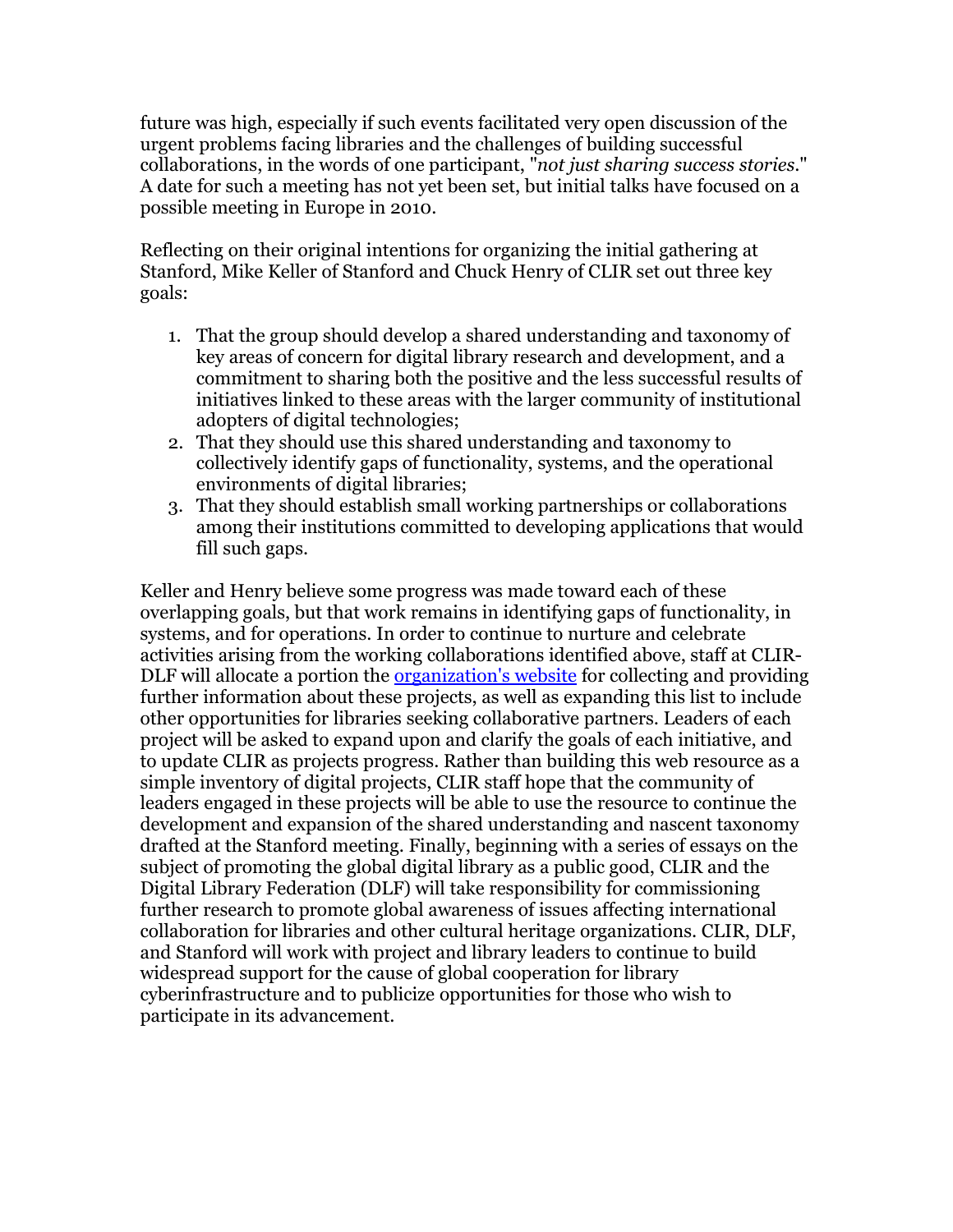future was high, especially if such events facilitated very open discussion of the urgent problems facing libraries and the challenges of building successful collaborations, in the words of one participant, "*not just sharing success stories*." A date for such a meeting has not yet been set, but initial talks have focused on a possible meeting in Europe in 2010.

Reflecting on their original intentions for organizing the initial gathering at Stanford, Mike Keller of Stanford and Chuck Henry of CLIR set out three key goals:

1. That the group should develop a shared understanding and taxonomy of key areas of concern for digital library research and development, and a commitment to sharing both the positive and the less successful results of initiatives linked to these areas with the larger community of institutional adopters of digital technologies;
2. That they should use this shared understanding and taxonomy to collectively identify gaps of functionality, systems, and the operational environments of digital libraries;
3. That they should establish small working partnerships or collaborations among their institutions committed to developing applications that would fill such gaps.

Keller and Henry believe some progress was made toward each of these overlapping goals, but that work remains in identifying gaps of functionality, in systems, and for operations. In order to continue to nurture and celebrate activities arising from the working collaborations identified above, staff at CLIR-DLF will allocate a portion the [organization's website]() for collecting and providing further information about these projects, as well as expanding this list to include other opportunities for libraries seeking collaborative partners. Leaders of each project will be asked to expand upon and clarify the goals of each initiative, and to update CLIR as projects progress. Rather than building this web resource as a simple inventory of digital projects, CLIR staff hope that the community of leaders engaged in these projects will be able to use the resource to continue the development and expansion of the shared understanding and nascent taxonomy drafted at the Stanford meeting. Finally, beginning with a series of essays on the subject of promoting the global digital library as a public good, CLIR and the Digital Library Federation (DLF) will take responsibility for commissioning further research to promote global awareness of issues affecting international collaboration for libraries and other cultural heritage organizations. CLIR, DLF, and Stanford will work with project and library leaders to continue to build widespread support for the cause of global cooperation for library cyberinfrastructure and to publicize opportunities for those who wish to participate in its advancement.